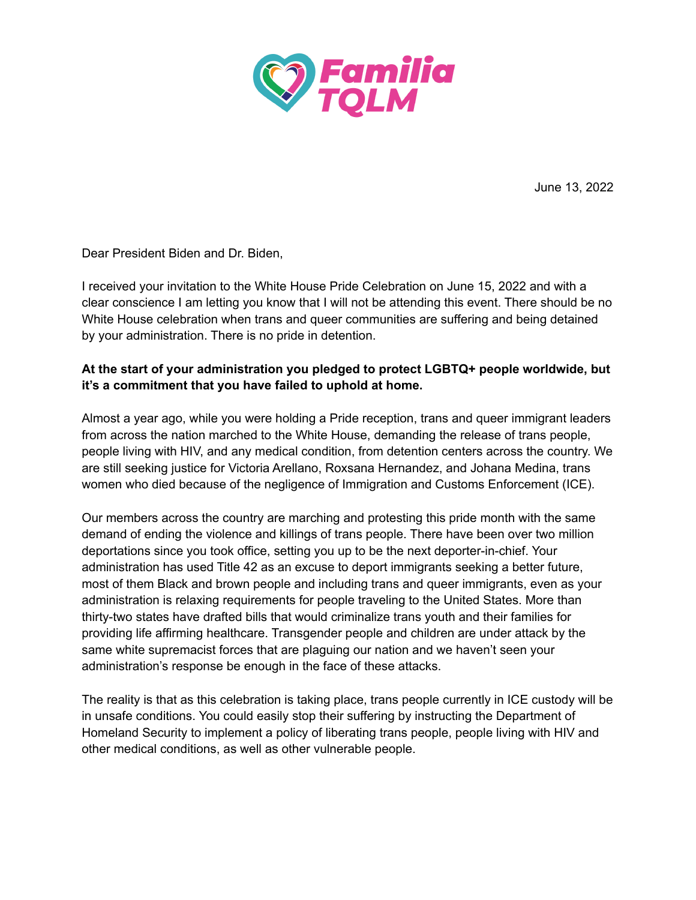Familia TQLM

June 13, 2022

Dear President Biden and Dr. Biden,

I received your invitation to the White House Pride Celebration on June 15, 2022 and with a clear conscience I am letting you know that I will not be attending this event. There should be no White House celebration when trans and queer communities are suffering and being detained by your administration. There is no pride in detention.

**At the start of your administration you pledged to protect LGBTQ+ people worldwide, but it's a commitment that you have failed to uphold at home.**

Almost a year ago, while you were holding a Pride reception, trans and queer immigrant leaders from across the nation marched to the White House, demanding the release of trans people, people living with HIV, and any medical condition, from detention centers across the country. We are still seeking justice for Victoria Arellano, Roxsana Hernandez, and Johana Medina, trans women who died because of the negligence of Immigration and Customs Enforcement (ICE).

Our members across the country are marching and protesting this pride month with the same demand of ending the violence and killings of trans people. There have been over two million deportations since you took office, setting you up to be the next deporter-in-chief. Your administration has used Title 42 as an excuse to deport immigrants seeking a better future, most of them Black and brown people and including trans and queer immigrants, even as your administration is relaxing requirements for people traveling to the United States. More than thirty-two states have drafted bills that would criminalize trans youth and their families for providing life affirming healthcare. Transgender people and children are under attack by the same white supremacist forces that are plaguing our nation and we haven't seen your administration's response be enough in the face of these attacks.

The reality is that as this celebration is taking place, trans people currently in ICE custody will be in unsafe conditions. You could easily stop their suffering by instructing the Department of Homeland Security to implement a policy of liberating trans people, people living with HIV and other medical conditions, as well as other vulnerable people.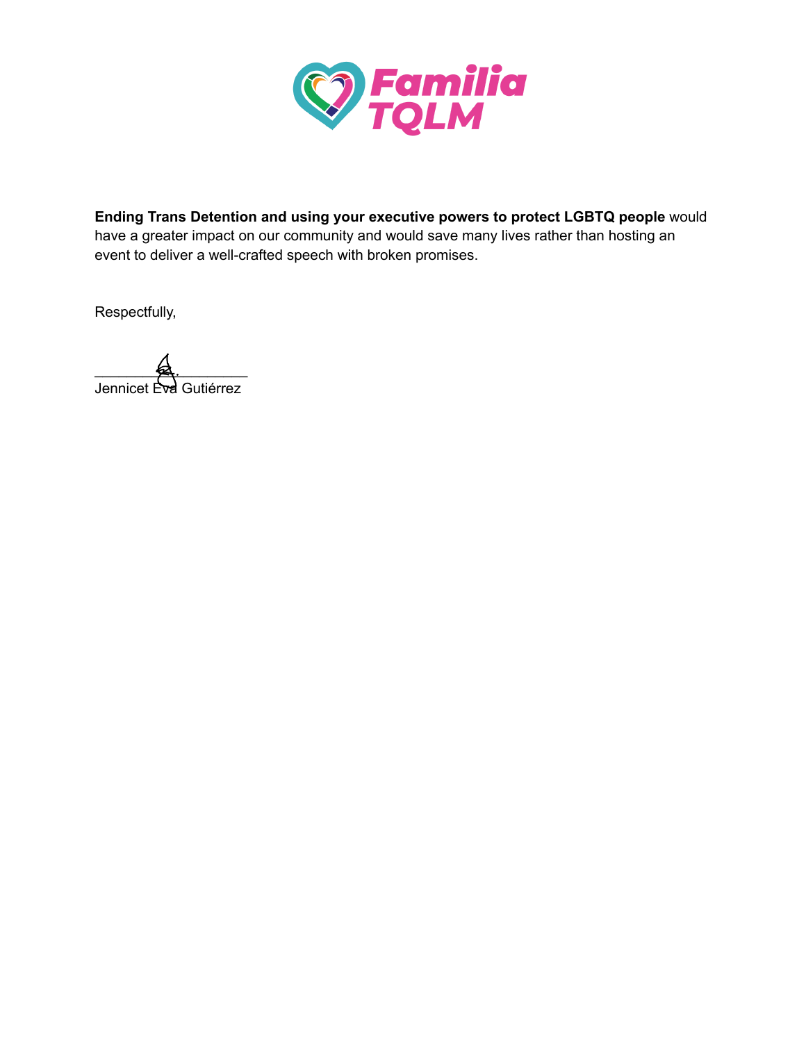**Ending Trans Detention and using your executive powers to protect LGBTQ people** would have a greater impact on our community and would save many lives rather than hosting an event to deliver a well-crafted speech with broken promises.

Respectfully,

___________________

Jennicet Eva Gutiérrez